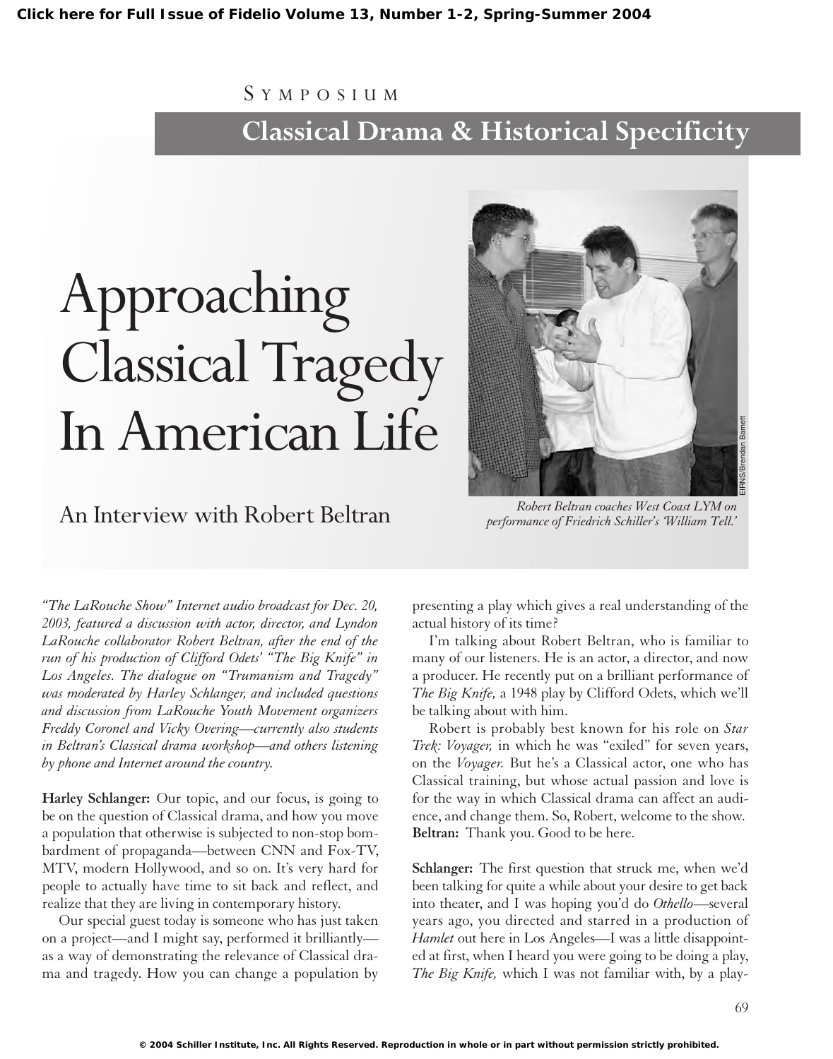Click here for Full Issue of Fidelio Volume 13, Number 1-2, Spring-Summer 2004

SYMPOSIUM

## Classical Drama & Historical Specificity

# Approaching Classical Tragedy In American Life

## An Interview with Robert Beltran

*Robert Beltran coaches West Coast LYM on performance of Friedrich Schiller's 'William Tell.'*

*"The LaRouche Show" Internet audio broadcast for Dec. 20, 2003, featured a discussion with actor, director, and Lyndon LaRouche collaborator Robert Beltran, after the end of the run of his production of Clifford Odets' "The Big Knife" in Los Angeles. The dialogue on "Trumanism and Tragedy" was moderated by Harley Schlanger, and included questions and discussion from LaRouche Youth Movement organizers Freddy Coronel and Vicky Overing—currently also students in Beltran's Classical drama workshop—and others listening by phone and Internet around the country.*

**Harley Schlanger:** Our topic, and our focus, is going to be on the question of Classical drama, and how you move a population that otherwise is subjected to non-stop bombardment of propaganda—between CNN and Fox-TV, MTV, modern Hollywood, and so on. It's very hard for people to actually have time to sit back and reflect, and realize that they are living in contemporary history.

Our special guest today is someone who has just taken on a project—and I might say, performed it brilliantly—as a way of demonstrating the relevance of Classical drama and tragedy. How you can change a population by presenting a play which gives a real understanding of the actual history of its time?

I'm talking about Robert Beltran, who is familiar to many of our listeners. He is an actor, a director, and now a producer. He recently put on a brilliant performance of *The Big Knife,* a 1948 play by Clifford Odets, which we'll be talking about with him.

Robert is probably best known for his role on *Star Trek: Voyager,* in which he was "exiled" for seven years, on the *Voyager.* But he's a Classical actor, one who has Classical training, but whose actual passion and love is for the way in which Classical drama can affect an audience, and change them. So, Robert, welcome to the show.

**Beltran:** Thank you. Good to be here.

**Schlanger:** The first question that struck me, when we'd been talking for quite a while about your desire to get back into theater, and I was hoping you'd do *Othello*—several years ago, you directed and starred in a production of *Hamlet* out here in Los Angeles—I was a little disappointed at first, when I heard you were going to be doing a play, *The Big Knife,* which I was not familiar with, by a play-

© 2004 Schiller Institute, Inc. All Rights Reserved. Reproduction in whole or in part without permission strictly prohibited.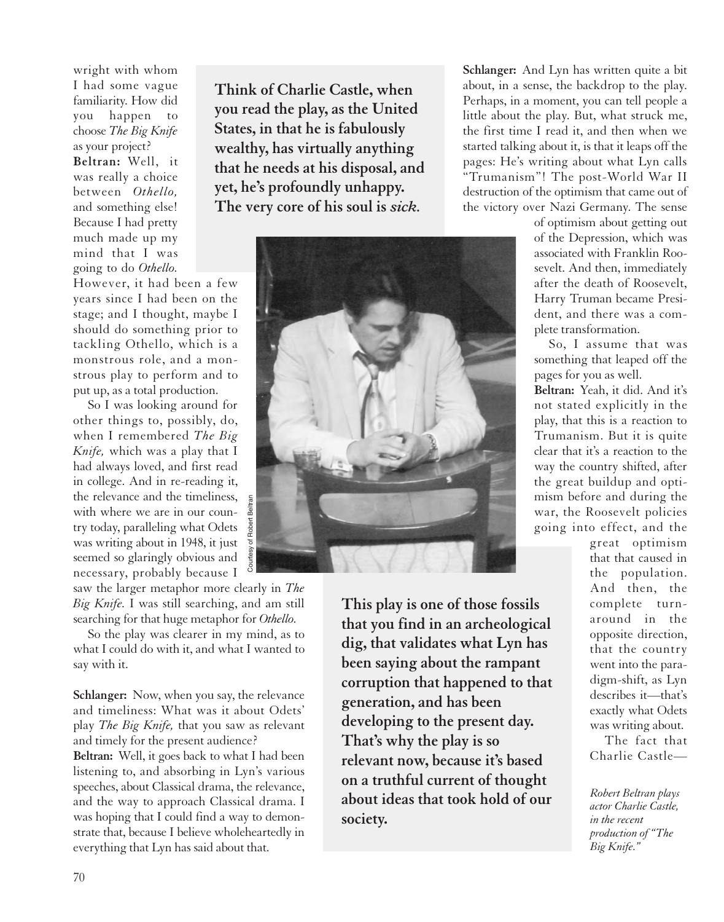wright with whom I had some vague familiarity. How did you happen to choose *The Big Knife* as your project?

**Beltran:** Well, it was really a choice between *Othello,* and something else! Because I had pretty much made up my mind that I was going to do *Othello.* However, it had been a few years since I had been on the stage; and I thought, maybe I should do something prior to tackling Othello, which is a monstrous role, and a monstrous play to perform and to put up, as a total production.

So I was looking around for other things to, possibly, do, when I remembered *The Big Knife,* which was a play that I had always loved, and first read in college. And in re-reading it, the relevance and the timeliness, with where we are in our country today, paralleling what Odets was writing about in 1948, it just seemed so glaringly obvious and necessary, probably because I saw the larger metaphor more clearly in *The Big Knife.* I was still searching, and am still searching for that huge metaphor for *Othello.*

So the play was clearer in my mind, as to what I could do with it, and what I wanted to say with it.

**Schlanger:** Now, when you say, the relevance and timeliness: What was it about Odets' play *The Big Knife,* that you saw as relevant and timely for the present audience?

**Beltran:** Well, it goes back to what I had been listening to, and absorbing in Lyn's various speeches, about Classical drama, the relevance, and the way to approach Classical drama. I was hoping that I could find a way to demonstrate that, because I believe wholeheartedly in everything that Lyn has said about that.

**Think of Charlie Castle, when you read the play, as the United States, in that he is fabulously wealthy, has virtually anything that he needs at his disposal, and yet, he's profoundly unhappy. The very core of his soul is *sick.***

**This play is one of those fossils that you find in an archeological dig, that validates what Lyn has been saying about the rampant corruption that happened to that generation, and has been developing to the present day. That's why the play is so relevant now, because it's based on a truthful current of thought about ideas that took hold of our society.**

**Schlanger:** And Lyn has written quite a bit about, in a sense, the backdrop to the play. Perhaps, in a moment, you can tell people a little about the play. But, what struck me, the first time I read it, and then when we started talking about it, is that it leaps off the pages: He's writing about what Lyn calls "Trumanism"! The post-World War II destruction of the optimism that came out of the victory over Nazi Germany. The sense of optimism about getting out of the Depression, which was associated with Franklin Roosevelt. And then, immediately after the death of Roosevelt, Harry Truman became President, and there was a complete transformation.

So, I assume that was something that leaped off the pages for you as well.

**Beltran:** Yeah, it did. And it's not stated explicitly in the play, that this is a reaction to Trumanism. But it is quite clear that it's a reaction to the way the country shifted, after the great buildup and optimism before and during the war, the Roosevelt policies going into effect, and the great optimism that that caused in the population. And then, the complete turnaround in the opposite direction, that the country went into the paradigm-shift, as Lyn describes it—that's exactly what Odets was writing about.

The fact that Charlie Castle—

Courtesy of Robert Beltran

*Robert Beltran plays actor Charlie Castle, in the recent production of "The Big Knife."*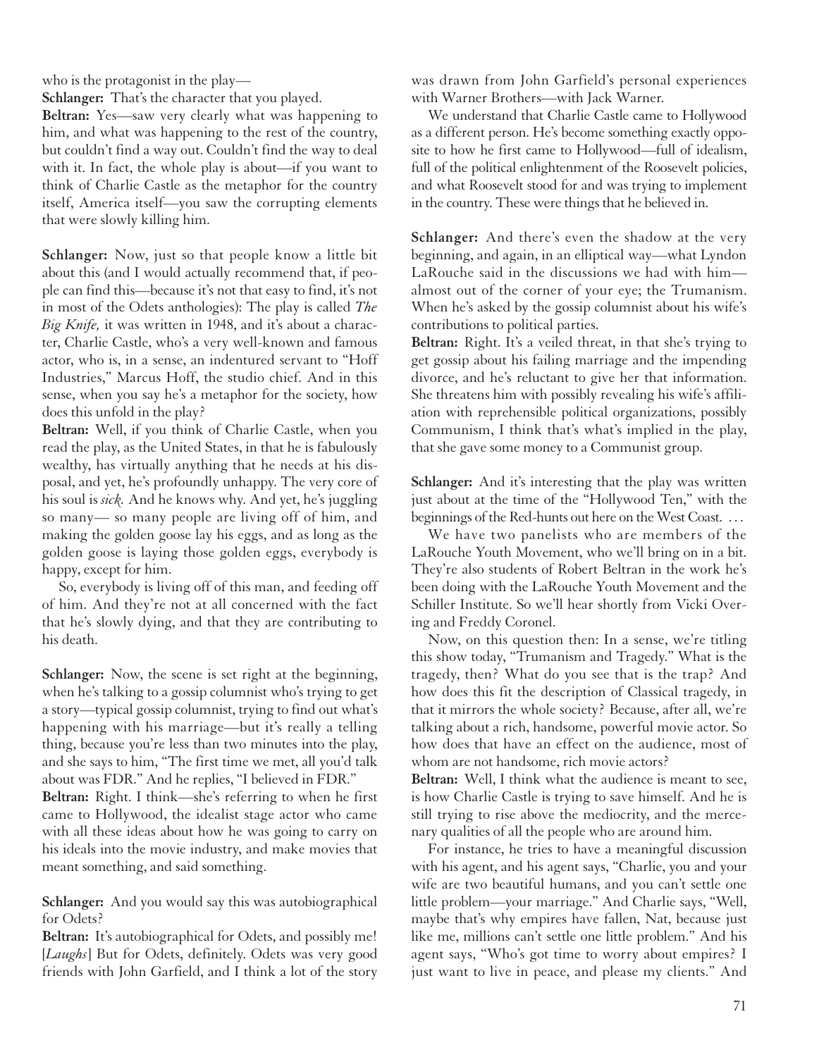who is the protagonist in the play—

**Schlanger:** That's the character that you played.

**Beltran:** Yes—saw very clearly what was happening to him, and what was happening to the rest of the country, but couldn't find a way out. Couldn't find the way to deal with it. In fact, the whole play is about—if you want to think of Charlie Castle as the metaphor for the country itself, America itself—you saw the corrupting elements that were slowly killing him.

**Schlanger:** Now, just so that people know a little bit about this (and I would actually recommend that, if people can find this—because it's not that easy to find, it's not in most of the Odets anthologies): The play is called *The Big Knife,* it was written in 1948, and it's about a character, Charlie Castle, who's a very well-known and famous actor, who is, in a sense, an indentured servant to "Hoff Industries," Marcus Hoff, the studio chief. And in this sense, when you say he's a metaphor for the society, how does this unfold in the play?

**Beltran:** Well, if you think of Charlie Castle, when you read the play, as the United States, in that he is fabulously wealthy, has virtually anything that he needs at his disposal, and yet, he's profoundly unhappy. The very core of his soul is *sick.* And he knows why. And yet, he's juggling so many— so many people are living off of him, and making the golden goose lay his eggs, and as long as the golden goose is laying those golden eggs, everybody is happy, except for him.

So, everybody is living off of this man, and feeding off of him. And they're not at all concerned with the fact that he's slowly dying, and that they are contributing to his death.

**Schlanger:** Now, the scene is set right at the beginning, when he's talking to a gossip columnist who's trying to get a story—typical gossip columnist, trying to find out what's happening with his marriage—but it's really a telling thing, because you're less than two minutes into the play, and she says to him, "The first time we met, all you'd talk about was FDR." And he replies, "I believed in FDR."

**Beltran:** Right. I think—she's referring to when he first came to Hollywood, the idealist stage actor who came with all these ideas about how he was going to carry on his ideals into the movie industry, and make movies that meant something, and said something.

**Schlanger:** And you would say this was autobiographical for Odets?

**Beltran:** It's autobiographical for Odets, and possibly me! [*Laughs*] But for Odets, definitely. Odets was very good friends with John Garfield, and I think a lot of the story was drawn from John Garfield's personal experiences with Warner Brothers—with Jack Warner.

We understand that Charlie Castle came to Hollywood as a different person. He's become something exactly opposite to how he first came to Hollywood—full of idealism, full of the political enlightenment of the Roosevelt policies, and what Roosevelt stood for and was trying to implement in the country. These were things that he believed in.

**Schlanger:** And there's even the shadow at the very beginning, and again, in an elliptical way—what Lyndon LaRouche said in the discussions we had with him—almost out of the corner of your eye; the Trumanism. When he's asked by the gossip columnist about his wife's contributions to political parties.

**Beltran:** Right. It's a veiled threat, in that she's trying to get gossip about his failing marriage and the impending divorce, and he's reluctant to give her that information. She threatens him with possibly revealing his wife's affiliation with reprehensible political organizations, possibly Communism, I think that's what's implied in the play, that she gave some money to a Communist group.

**Schlanger:** And it's interesting that the play was written just about at the time of the "Hollywood Ten," with the beginnings of the Red-hunts out here on the West Coast. . . .

We have two panelists who are members of the LaRouche Youth Movement, who we'll bring on in a bit. They're also students of Robert Beltran in the work he's been doing with the LaRouche Youth Movement and the Schiller Institute. So we'll hear shortly from Vicki Overing and Freddy Coronel.

Now, on this question then: In a sense, we're titling this show today, "Trumanism and Tragedy." What is the tragedy, then? What do you see that is the trap? And how does this fit the description of Classical tragedy, in that it mirrors the whole society? Because, after all, we're talking about a rich, handsome, powerful movie actor. So how does that have an effect on the audience, most of whom are not handsome, rich movie actors?

**Beltran:** Well, I think what the audience is meant to see, is how Charlie Castle is trying to save himself. And he is still trying to rise above the mediocrity, and the mercenary qualities of all the people who are around him.

For instance, he tries to have a meaningful discussion with his agent, and his agent says, "Charlie, you and your wife are two beautiful humans, and you can't settle one little problem—your marriage." And Charlie says, "Well, maybe that's why empires have fallen, Nat, because just like me, millions can't settle one little problem." And his agent says, "Who's got time to worry about empires? I just want to live in peace, and please my clients." And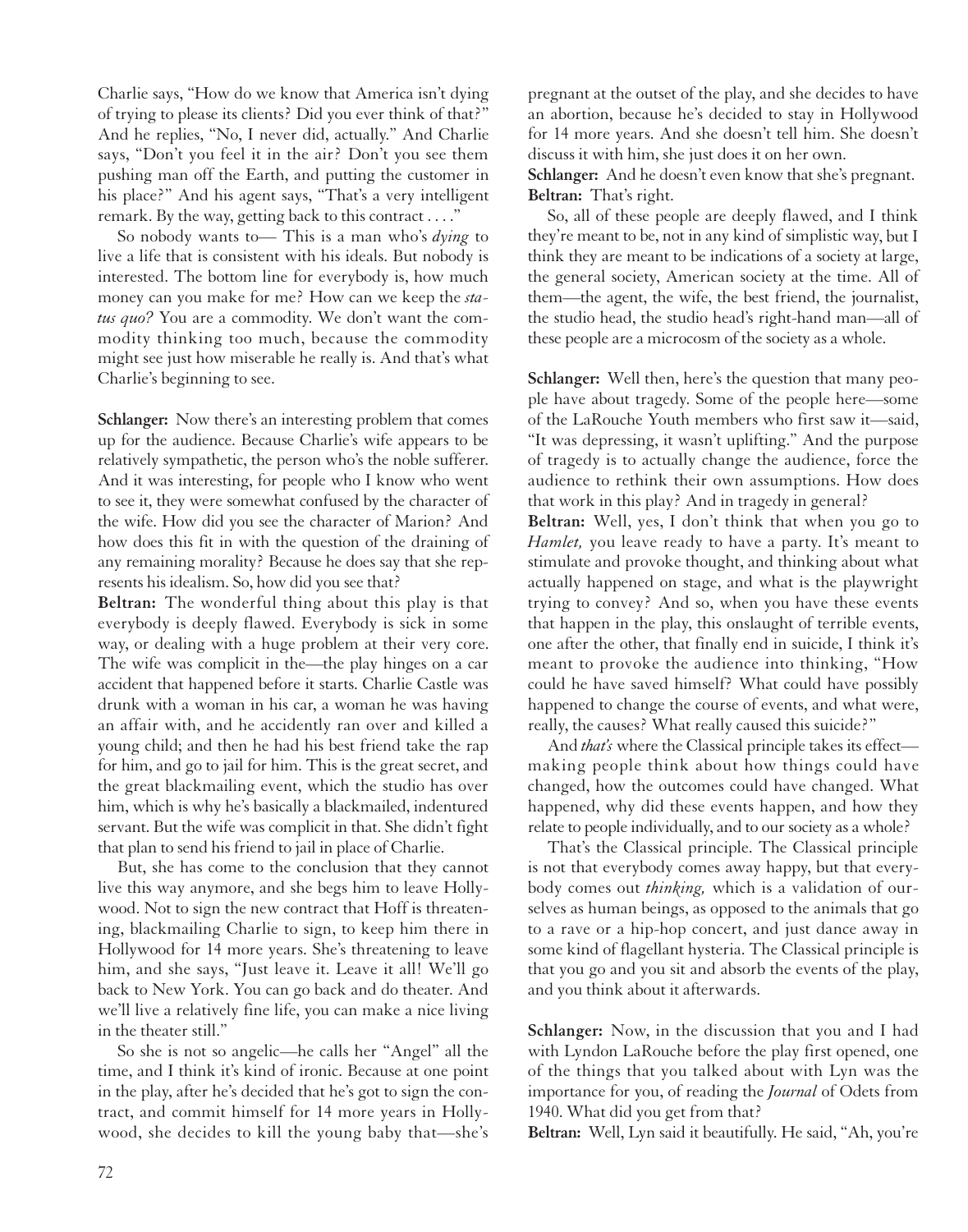Charlie says, "How do we know that America isn't dying of trying to please its clients? Did you ever think of that?" And he replies, "No, I never did, actually." And Charlie says, "Don't you feel it in the air? Don't you see them pushing man off the Earth, and putting the customer in his place?" And his agent says, "That's a very intelligent remark. By the way, getting back to this contract . . . ."

So nobody wants to— This is a man who's *dying* to live a life that is consistent with his ideals. But nobody is interested. The bottom line for everybody is, how much money can you make for me? How can we keep the *status quo?* You are a commodity. We don't want the commodity thinking too much, because the commodity might see just how miserable he really is. And that's what Charlie's beginning to see.

**Schlanger:** Now there's an interesting problem that comes up for the audience. Because Charlie's wife appears to be relatively sympathetic, the person who's the noble sufferer. And it was interesting, for people who I know who went to see it, they were somewhat confused by the character of the wife. How did you see the character of Marion? And how does this fit in with the question of the draining of any remaining morality? Because he does say that she represents his idealism. So, how did you see that?

**Beltran:** The wonderful thing about this play is that everybody is deeply flawed. Everybody is sick in some way, or dealing with a huge problem at their very core. The wife was complicit in the—the play hinges on a car accident that happened before it starts. Charlie Castle was drunk with a woman in his car, a woman he was having an affair with, and he accidently ran over and killed a young child; and then he had his best friend take the rap for him, and go to jail for him. This is the great secret, and the great blackmailing event, which the studio has over him, which is why he's basically a blackmailed, indentured servant. But the wife was complicit in that. She didn't fight that plan to send his friend to jail in place of Charlie.

But, she has come to the conclusion that they cannot live this way anymore, and she begs him to leave Hollywood. Not to sign the new contract that Hoff is threatening, blackmailing Charlie to sign, to keep him there in Hollywood for 14 more years. She's threatening to leave him, and she says, "Just leave it. Leave it all! We'll go back to New York. You can go back and do theater. And we'll live a relatively fine life, you can make a nice living in the theater still."

So she is not so angelic—he calls her "Angel" all the time, and I think it's kind of ironic. Because at one point in the play, after he's decided that he's got to sign the contract, and commit himself for 14 more years in Hollywood, she decides to kill the young baby that—she's pregnant at the outset of the play, and she decides to have an abortion, because he's decided to stay in Hollywood for 14 more years. And she doesn't tell him. She doesn't discuss it with him, she just does it on her own.

**Schlanger:** And he doesn't even know that she's pregnant.

**Beltran:** That's right.

So, all of these people are deeply flawed, and I think they're meant to be, not in any kind of simplistic way, but I think they are meant to be indications of a society at large, the general society, American society at the time. All of them—the agent, the wife, the best friend, the journalist, the studio head, the studio head's right-hand man—all of these people are a microcosm of the society as a whole.

**Schlanger:** Well then, here's the question that many people have about tragedy. Some of the people here—some of the LaRouche Youth members who first saw it—said, "It was depressing, it wasn't uplifting." And the purpose of tragedy is to actually change the audience, force the audience to rethink their own assumptions. How does that work in this play? And in tragedy in general?

**Beltran:** Well, yes, I don't think that when you go to *Hamlet,* you leave ready to have a party. It's meant to stimulate and provoke thought, and thinking about what actually happened on stage, and what is the playwright trying to convey? And so, when you have these events that happen in the play, this onslaught of terrible events, one after the other, that finally end in suicide, I think it's meant to provoke the audience into thinking, "How could he have saved himself? What could have possibly happened to change the course of events, and what were, really, the causes? What really caused this suicide?"

And *that's* where the Classical principle takes its effect—making people think about how things could have changed, how the outcomes could have changed. What happened, why did these events happen, and how they relate to people individually, and to our society as a whole?

That's the Classical principle. The Classical principle is not that everybody comes away happy, but that everybody comes out *thinking,* which is a validation of ourselves as human beings, as opposed to the animals that go to a rave or a hip-hop concert, and just dance away in some kind of flagellant hysteria. The Classical principle is that you go and you sit and absorb the events of the play, and you think about it afterwards.

**Schlanger:** Now, in the discussion that you and I had with Lyndon LaRouche before the play first opened, one of the things that you talked about with Lyn was the importance for you, of reading the *Journal* of Odets from 1940. What did you get from that?

**Beltran:** Well, Lyn said it beautifully. He said, "Ah, you're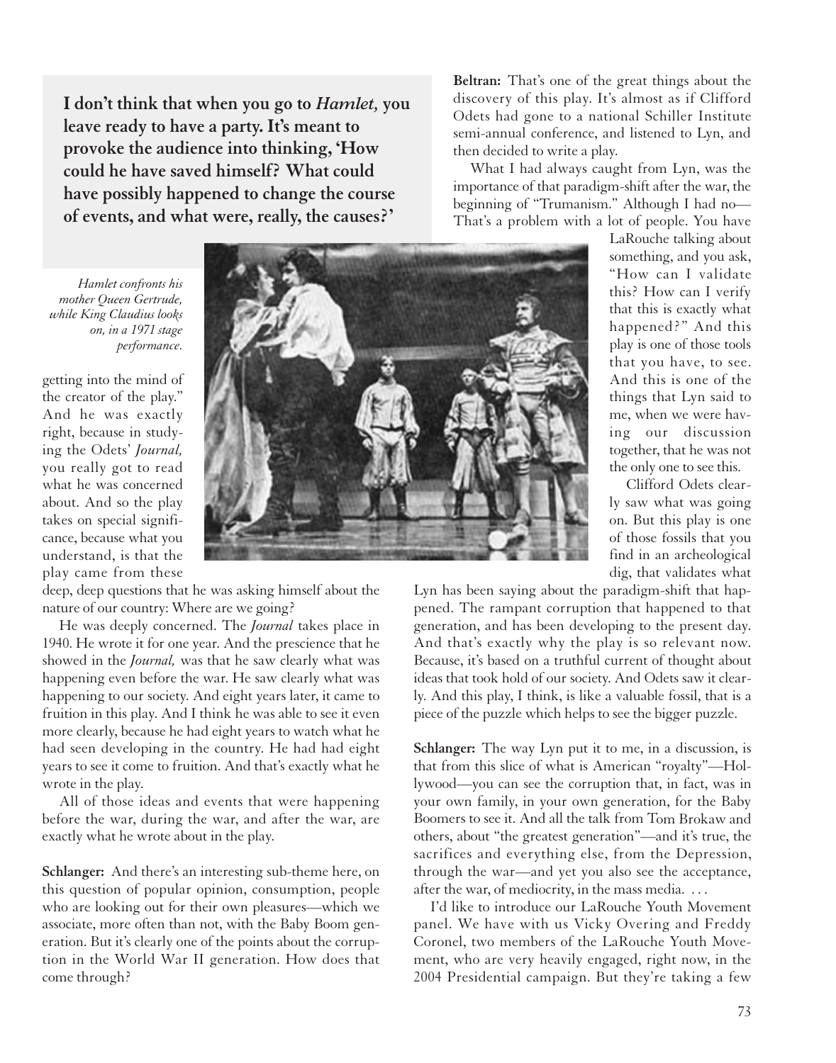**I don't think that when you go to *Hamlet,* you leave ready to have a party. It's meant to provoke the audience into thinking, 'How could he have saved himself? What could have possibly happened to change the course of events, and what were, really, the causes?'**

*Hamlet confronts his mother Queen Gertrude, while King Claudius looks on, in a 1971 stage performance.*

getting into the mind of the creator of the play." And he was exactly right, because in studying the Odets' *Journal,* you really got to read what he was concerned about. And so the play takes on special significance, because what you understand, is that the play came from these deep, deep questions that he was asking himself about the nature of our country: Where are we going?

He was deeply concerned. The *Journal* takes place in 1940. He wrote it for one year. And the prescience that he showed in the *Journal,* was that he saw clearly what was happening even before the war. He saw clearly what was happening to our society. And eight years later, it came to fruition in this play. And I think he was able to see it even more clearly, because he had eight years to watch what he had seen developing in the country. He had had eight years to see it come to fruition. And that's exactly what he wrote in the play.

All of those ideas and events that were happening before the war, during the war, and after the war, are exactly what he wrote about in the play.

**Schlanger:** And there's an interesting sub-theme here, on this question of popular opinion, consumption, people who are looking out for their own pleasures—which we associate, more often than not, with the Baby Boom generation. But it's clearly one of the points about the corruption in the World War II generation. How does that come through?

**Beltran:** That's one of the great things about the discovery of this play. It's almost as if Clifford Odets had gone to a national Schiller Institute semi-annual conference, and listened to Lyn, and then decided to write a play.

What I had always caught from Lyn, was the importance of that paradigm-shift after the war, the beginning of "Trumanism." Although I had no— That's a problem with a lot of people. You have LaRouche talking about something, and you ask, "How can I validate this? How can I verify that this is exactly what happened?" And this play is one of those tools that you have, to see. And this is one of the things that Lyn said to me, when we were having our discussion together, that he was not the only one to see this.

Clifford Odets clearly saw what was going on. But this play is one of those fossils that you find in an archeological dig, that validates what Lyn has been saying about the paradigm-shift that happened. The rampant corruption that happened to that generation, and has been developing to the present day. And that's exactly why the play is so relevant now. Because, it's based on a truthful current of thought about ideas that took hold of our society. And Odets saw it clearly. And this play, I think, is like a valuable fossil, that is a piece of the puzzle which helps to see the bigger puzzle.

**Schlanger:** The way Lyn put it to me, in a discussion, is that from this slice of what is American "royalty"—Hollywood—you can see the corruption that, in fact, was in your own family, in your own generation, for the Baby Boomers to see it. And all the talk from Tom Brokaw and others, about "the greatest generation"—and it's true, the sacrifices and everything else, from the Depression, through the war—and yet you also see the acceptance, after the war, of mediocrity, in the mass media. . . .

I'd like to introduce our LaRouche Youth Movement panel. We have with us Vicky Overing and Freddy Coronel, two members of the LaRouche Youth Movement, who are very heavily engaged, right now, in the 2004 Presidential campaign. But they're taking a few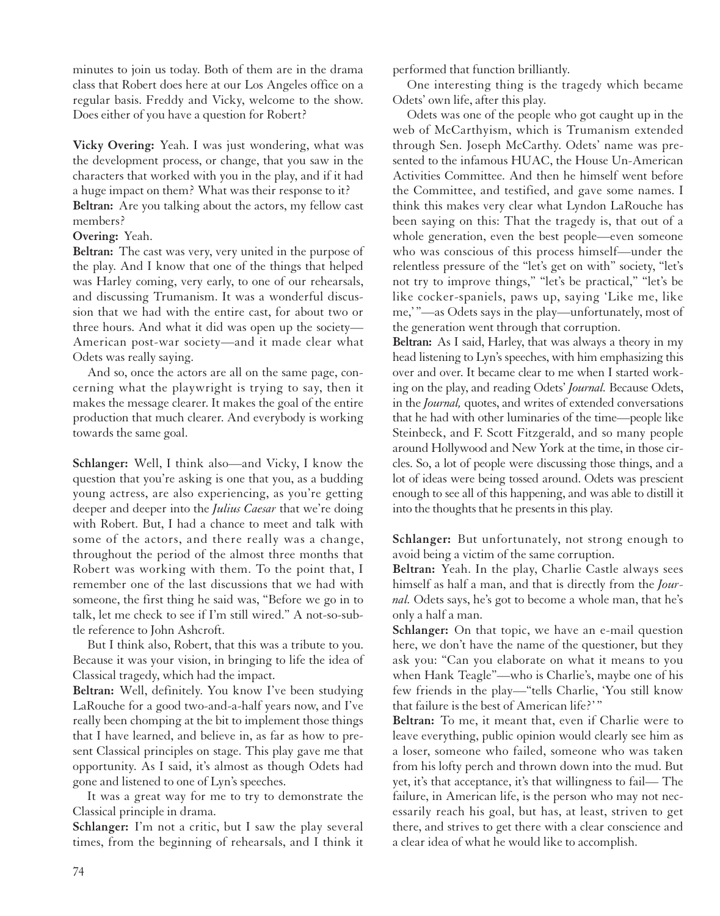minutes to join us today. Both of them are in the drama class that Robert does here at our Los Angeles office on a regular basis. Freddy and Vicky, welcome to the show. Does either of you have a question for Robert?

**Vicky Overing:** Yeah. I was just wondering, what was the development process, or change, that you saw in the characters that worked with you in the play, and if it had a huge impact on them? What was their response to it?

**Beltran:** Are you talking about the actors, my fellow cast members?

**Overing:** Yeah.

**Beltran:** The cast was very, very united in the purpose of the play. And I know that one of the things that helped was Harley coming, very early, to one of our rehearsals, and discussing Trumanism. It was a wonderful discussion that we had with the entire cast, for about two or three hours. And what it did was open up the society—American post-war society—and it made clear what Odets was really saying.

And so, once the actors are all on the same page, concerning what the playwright is trying to say, then it makes the message clearer. It makes the goal of the entire production that much clearer. And everybody is working towards the same goal.

**Schlanger:** Well, I think also—and Vicky, I know the question that you're asking is one that you, as a budding young actress, are also experiencing, as you're getting deeper and deeper into the *Julius Caesar* that we're doing with Robert. But, I had a chance to meet and talk with some of the actors, and there really was a change, throughout the period of the almost three months that Robert was working with them. To the point that, I remember one of the last discussions that we had with someone, the first thing he said was, "Before we go in to talk, let me check to see if I'm still wired." A not-so-subtle reference to John Ashcroft.

But I think also, Robert, that this was a tribute to you. Because it was your vision, in bringing to life the idea of Classical tragedy, which had the impact.

**Beltran:** Well, definitely. You know I've been studying LaRouche for a good two-and-a-half years now, and I've really been chomping at the bit to implement those things that I have learned, and believe in, as far as how to present Classical principles on stage. This play gave me that opportunity. As I said, it's almost as though Odets had gone and listened to one of Lyn's speeches.

It was a great way for me to try to demonstrate the Classical principle in drama.

**Schlanger:** I'm not a critic, but I saw the play several times, from the beginning of rehearsals, and I think it performed that function brilliantly.

One interesting thing is the tragedy which became Odets' own life, after this play.

Odets was one of the people who got caught up in the web of McCarthyism, which is Trumanism extended through Sen. Joseph McCarthy. Odets' name was presented to the infamous HUAC, the House Un-American Activities Committee. And then he himself went before the Committee, and testified, and gave some names. I think this makes very clear what Lyndon LaRouche has been saying on this: That the tragedy is, that out of a whole generation, even the best people—even someone who was conscious of this process himself—under the relentless pressure of the "let's get on with" society, "let's not try to improve things," "let's be practical," "let's be like cocker-spaniels, paws up, saying 'Like me, like me,'"—as Odets says in the play—unfortunately, most of the generation went through that corruption.

**Beltran:** As I said, Harley, that was always a theory in my head listening to Lyn's speeches, with him emphasizing this over and over. It became clear to me when I started working on the play, and reading Odets' *Journal.* Because Odets, in the *Journal,* quotes, and writes of extended conversations that he had with other luminaries of the time—people like Steinbeck, and F. Scott Fitzgerald, and so many people around Hollywood and New York at the time, in those circles. So, a lot of people were discussing those things, and a lot of ideas were being tossed around. Odets was prescient enough to see all of this happening, and was able to distill it into the thoughts that he presents in this play.

**Schlanger:** But unfortunately, not strong enough to avoid being a victim of the same corruption.

**Beltran:** Yeah. In the play, Charlie Castle always sees himself as half a man, and that is directly from the *Journal.* Odets says, he's got to become a whole man, that he's only a half a man.

**Schlanger:** On that topic, we have an e-mail question here, we don't have the name of the questioner, but they ask you: "Can you elaborate on what it means to you when Hank Teagle"—who is Charlie's, maybe one of his few friends in the play—"tells Charlie, 'You still know that failure is the best of American life?'"

**Beltran:** To me, it meant that, even if Charlie were to leave everything, public opinion would clearly see him as a loser, someone who failed, someone who was taken from his lofty perch and thrown down into the mud. But yet, it's that acceptance, it's that willingness to fail— The failure, in American life, is the person who may not necessarily reach his goal, but has, at least, striven to get there, and strives to get there with a clear conscience and a clear idea of what he would like to accomplish.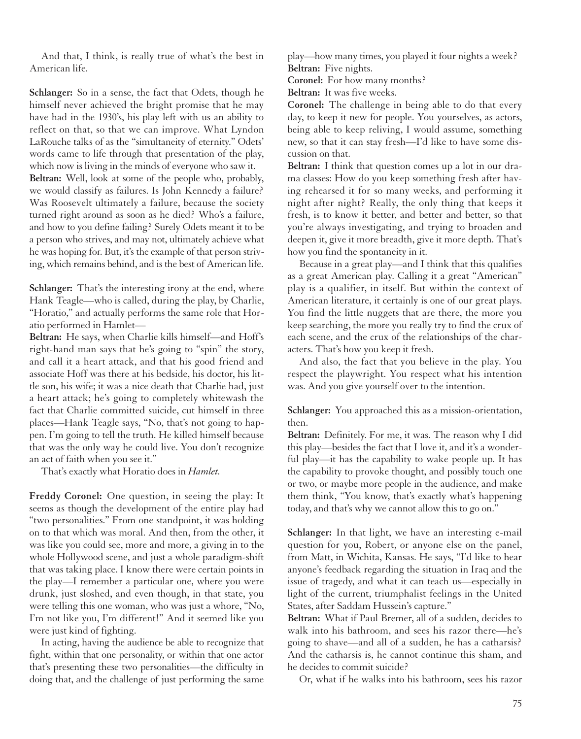And that, I think, is really true of what's the best in American life.

**Schlanger:** So in a sense, the fact that Odets, though he himself never achieved the bright promise that he may have had in the 1930's, his play left with us an ability to reflect on that, so that we can improve. What Lyndon LaRouche talks of as the "simultaneity of eternity." Odets' words came to life through that presentation of the play, which now is living in the minds of everyone who saw it.

**Beltran:** Well, look at some of the people who, probably, we would classify as failures. Is John Kennedy a failure? Was Roosevelt ultimately a failure, because the society turned right around as soon as he died? Who's a failure, and how to you define failing? Surely Odets meant it to be a person who strives, and may not, ultimately achieve what he was hoping for. But, it's the example of that person striving, which remains behind, and is the best of American life.

**Schlanger:** That's the interesting irony at the end, where Hank Teagle—who is called, during the play, by Charlie, "Horatio," and actually performs the same role that Horatio performed in Hamlet—

**Beltran:** He says, when Charlie kills himself—and Hoff's right-hand man says that he's going to "spin" the story, and call it a heart attack, and that his good friend and associate Hoff was there at his bedside, his doctor, his little son, his wife; it was a nice death that Charlie had, just a heart attack; he's going to completely whitewash the fact that Charlie committed suicide, cut himself in three places—Hank Teagle says, "No, that's not going to happen. I'm going to tell the truth. He killed himself because that was the only way he could live. You don't recognize an act of faith when you see it."

That's exactly what Horatio does in *Hamlet.*

**Freddy Coronel:** One question, in seeing the play: It seems as though the development of the entire play had "two personalities." From one standpoint, it was holding on to that which was moral. And then, from the other, it was like you could see, more and more, a giving in to the whole Hollywood scene, and just a whole paradigm-shift that was taking place. I know there were certain points in the play—I remember a particular one, where you were drunk, just sloshed, and even though, in that state, you were telling this one woman, who was just a whore, "No, I'm not like you, I'm different!" And it seemed like you were just kind of fighting.

In acting, having the audience be able to recognize that fight, within that one personality, or within that one actor that's presenting these two personalities—the difficulty in doing that, and the challenge of just performing the same play—how many times, you played it four nights a week?

**Beltran:** Five nights.

**Coronel:** For how many months?

**Beltran:** It was five weeks.

**Coronel:** The challenge in being able to do that every day, to keep it new for people. You yourselves, as actors, being able to keep reliving, I would assume, something new, so that it can stay fresh—I'd like to have some discussion on that.

**Beltran:** I think that question comes up a lot in our drama classes: How do you keep something fresh after having rehearsed it for so many weeks, and performing it night after night? Really, the only thing that keeps it fresh, is to know it better, and better and better, so that you're always investigating, and trying to broaden and deepen it, give it more breadth, give it more depth. That's how you find the spontaneity in it.

Because in a great play—and I think that this qualifies as a great American play. Calling it a great "American" play is a qualifier, in itself. But within the context of American literature, it certainly is one of our great plays. You find the little nuggets that are there, the more you keep searching, the more you really try to find the crux of each scene, and the crux of the relationships of the characters. That's how you keep it fresh.

And also, the fact that you believe in the play. You respect the playwright. You respect what his intention was. And you give yourself over to the intention.

**Schlanger:** You approached this as a mission-orientation, then.

**Beltran:** Definitely. For me, it was. The reason why I did this play—besides the fact that I love it, and it's a wonderful play—it has the capability to wake people up. It has the capability to provoke thought, and possibly touch one or two, or maybe more people in the audience, and make them think, "You know, that's exactly what's happening today, and that's why we cannot allow this to go on."

**Schlanger:** In that light, we have an interesting e-mail question for you, Robert, or anyone else on the panel, from Matt, in Wichita, Kansas. He says, "I'd like to hear anyone's feedback regarding the situation in Iraq and the issue of tragedy, and what it can teach us—especially in light of the current, triumphalist feelings in the United States, after Saddam Hussein's capture."

**Beltran:** What if Paul Bremer, all of a sudden, decides to walk into his bathroom, and sees his razor there—he's going to shave—and all of a sudden, he has a catharsis? And the catharsis is, he cannot continue this sham, and he decides to commit suicide?

Or, what if he walks into his bathroom, sees his razor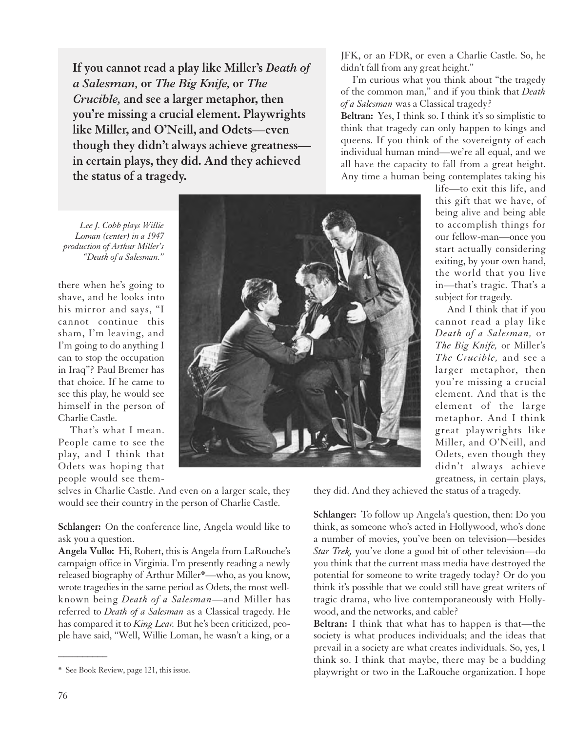**If you cannot read a play like Miller's *Death of a Salesman,* or *The Big Knife,* or *The Crucible,* and see a larger metaphor, then you're missing a crucial element. Playwrights like Miller, and O'Neill, and Odets—even though they didn't always achieve greatness—in certain plays, they did. And they achieved the status of a tragedy.**

*Lee J. Cobb plays Willie Loman (center) in a 1947 production of Arthur Miller's "Death of a Salesman."*

there when he's going to shave, and he looks into his mirror and says, "I cannot continue this sham, I'm leaving, and I'm going to do anything I can to stop the occupation in Iraq"? Paul Bremer has that choice. If he came to see this play, he would see himself in the person of Charlie Castle.

That's what I mean. People came to see the play, and I think that Odets was hoping that people would see themselves in Charlie Castle. And even on a larger scale, they would see their country in the person of Charlie Castle.

**Schlanger:** On the conference line, Angela would like to ask you a question.

**Angela Vullo:** Hi, Robert, this is Angela from LaRouche's campaign office in Virginia. I'm presently reading a newly released biography of Arthur Miller*—who, as you know, wrote tragedies in the same period as Odets, the most well-known being *Death of a Salesman*—and Miller has referred to *Death of a Salesman* as a Classical tragedy. He has compared it to *King Lear.* But he's been criticized, people have said, "Well, Willie Loman, he wasn't a king, or a JFK, or an FDR, or even a Charlie Castle. So, he didn't fall from any great height."

I'm curious what you think about "the tragedy of the common man," and if you think that *Death of a Salesman* was a Classical tragedy?

**Beltran:** Yes, I think so. I think it's so simplistic to think that tragedy can only happen to kings and queens. If you think of the sovereignty of each individual human mind—we're all equal, and we all have the capacity to fall from a great height. Any time a human being contemplates taking his life—to exit this life, and this gift that we have, of being alive and being able to accomplish things for our fellow-man—once you start actually considering exiting, by your own hand, the world that you live in—that's tragic. That's a subject for tragedy.

And I think that if you cannot read a play like *Death of a Salesman,* or *The Big Knife,* or Miller's *The Crucible,* and see a larger metaphor, then you're missing a crucial element. And that is the element of the large metaphor. And I think great playwrights like Miller, and O'Neill, and Odets, even though they didn't always achieve greatness, in certain plays, they did. And they achieved the status of a tragedy.

**Schlanger:** To follow up Angela's question, then: Do you think, as someone who's acted in Hollywood, who's done a number of movies, you've been on television—besides *Star Trek,* you've done a good bit of other television—do you think that the current mass media have destroyed the potential for someone to write tragedy today? Or do you think it's possible that we could still have great writers of tragic drama, who live contemporaneously with Hollywood, and the networks, and cable?

**Beltran:** I think that what has to happen is that—the society is what produces individuals; and the ideas that prevail in a society are what creates individuals. So, yes, I think so. I think that maybe, there may be a budding playwright or two in the LaRouche organization. I hope

---

\* See Book Review, page 121, this issue.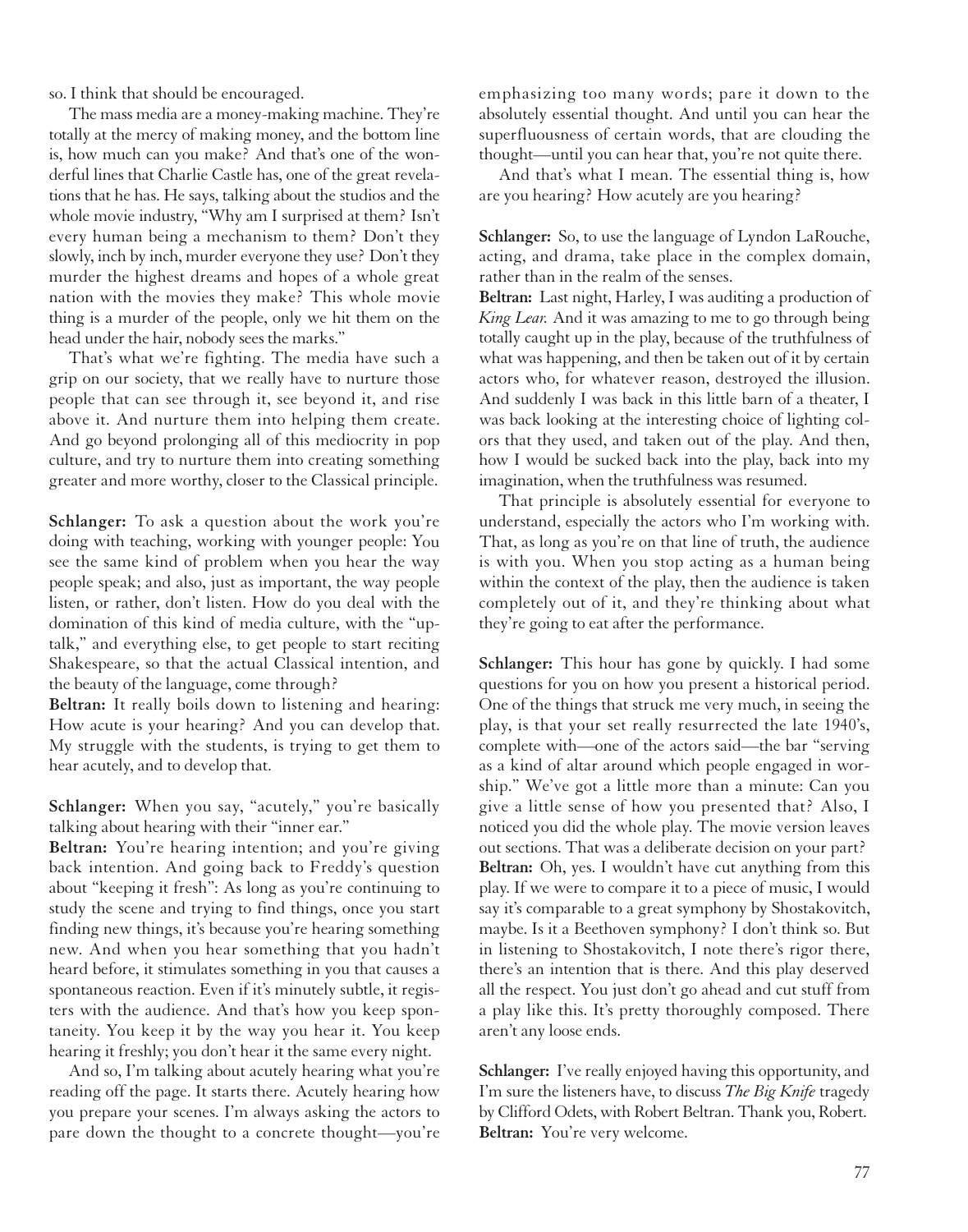so. I think that should be encouraged.

The mass media are a money-making machine. They're totally at the mercy of making money, and the bottom line is, how much can you make? And that's one of the wonderful lines that Charlie Castle has, one of the great revelations that he has. He says, talking about the studios and the whole movie industry, "Why am I surprised at them? Isn't every human being a mechanism to them? Don't they slowly, inch by inch, murder everyone they use? Don't they murder the highest dreams and hopes of a whole great nation with the movies they make? This whole movie thing is a murder of the people, only we hit them on the head under the hair, nobody sees the marks."

That's what we're fighting. The media have such a grip on our society, that we really have to nurture those people that can see through it, see beyond it, and rise above it. And nurture them into helping them create. And go beyond prolonging all of this mediocrity in pop culture, and try to nurture them into creating something greater and more worthy, closer to the Classical principle.

**Schlanger:** To ask a question about the work you're doing with teaching, working with younger people: You see the same kind of problem when you hear the way people speak; and also, just as important, the way people listen, or rather, don't listen. How do you deal with the domination of this kind of media culture, with the "uptalk," and everything else, to get people to start reciting Shakespeare, so that the actual Classical intention, and the beauty of the language, come through?

**Beltran:** It really boils down to listening and hearing: How acute is your hearing? And you can develop that. My struggle with the students, is trying to get them to hear acutely, and to develop that.

**Schlanger:** When you say, "acutely," you're basically talking about hearing with their "inner ear."

**Beltran:** You're hearing intention; and you're giving back intention. And going back to Freddy's question about "keeping it fresh": As long as you're continuing to study the scene and trying to find things, once you start finding new things, it's because you're hearing something new. And when you hear something that you hadn't heard before, it stimulates something in you that causes a spontaneous reaction. Even if it's minutely subtle, it registers with the audience. And that's how you keep spontaneity. You keep it by the way you hear it. You keep hearing it freshly; you don't hear it the same every night.

And so, I'm talking about acutely hearing what you're reading off the page. It starts there. Acutely hearing how you prepare your scenes. I'm always asking the actors to pare down the thought to a concrete thought—you're emphasizing too many words; pare it down to the absolutely essential thought. And until you can hear the superfluousness of certain words, that are clouding the thought—until you can hear that, you're not quite there.

And that's what I mean. The essential thing is, how are you hearing? How acutely are you hearing?

**Schlanger:** So, to use the language of Lyndon LaRouche, acting, and drama, take place in the complex domain, rather than in the realm of the senses.

**Beltran:** Last night, Harley, I was auditing a production of *King Lear.* And it was amazing to me to go through being totally caught up in the play, because of the truthfulness of what was happening, and then be taken out of it by certain actors who, for whatever reason, destroyed the illusion. And suddenly I was back in this little barn of a theater, I was back looking at the interesting choice of lighting colors that they used, and taken out of the play. And then, how I would be sucked back into the play, back into my imagination, when the truthfulness was resumed.

That principle is absolutely essential for everyone to understand, especially the actors who I'm working with. That, as long as you're on that line of truth, the audience is with you. When you stop acting as a human being within the context of the play, then the audience is taken completely out of it, and they're thinking about what they're going to eat after the performance.

**Schlanger:** This hour has gone by quickly. I had some questions for you on how you present a historical period. One of the things that struck me very much, in seeing the play, is that your set really resurrected the late 1940's, complete with—one of the actors said—the bar "serving as a kind of altar around which people engaged in worship." We've got a little more than a minute: Can you give a little sense of how you presented that? Also, I noticed you did the whole play. The movie version leaves out sections. That was a deliberate decision on your part?

**Beltran:** Oh, yes. I wouldn't have cut anything from this play. If we were to compare it to a piece of music, I would say it's comparable to a great symphony by Shostakovitch, maybe. Is it a Beethoven symphony? I don't think so. But in listening to Shostakovitch, I note there's rigor there, there's an intention that is there. And this play deserved all the respect. You just don't go ahead and cut stuff from a play like this. It's pretty thoroughly composed. There aren't any loose ends.

**Schlanger:** I've really enjoyed having this opportunity, and I'm sure the listeners have, to discuss *The Big Knife* tragedy by Clifford Odets, with Robert Beltran. Thank you, Robert.

**Beltran:** You're very welcome.